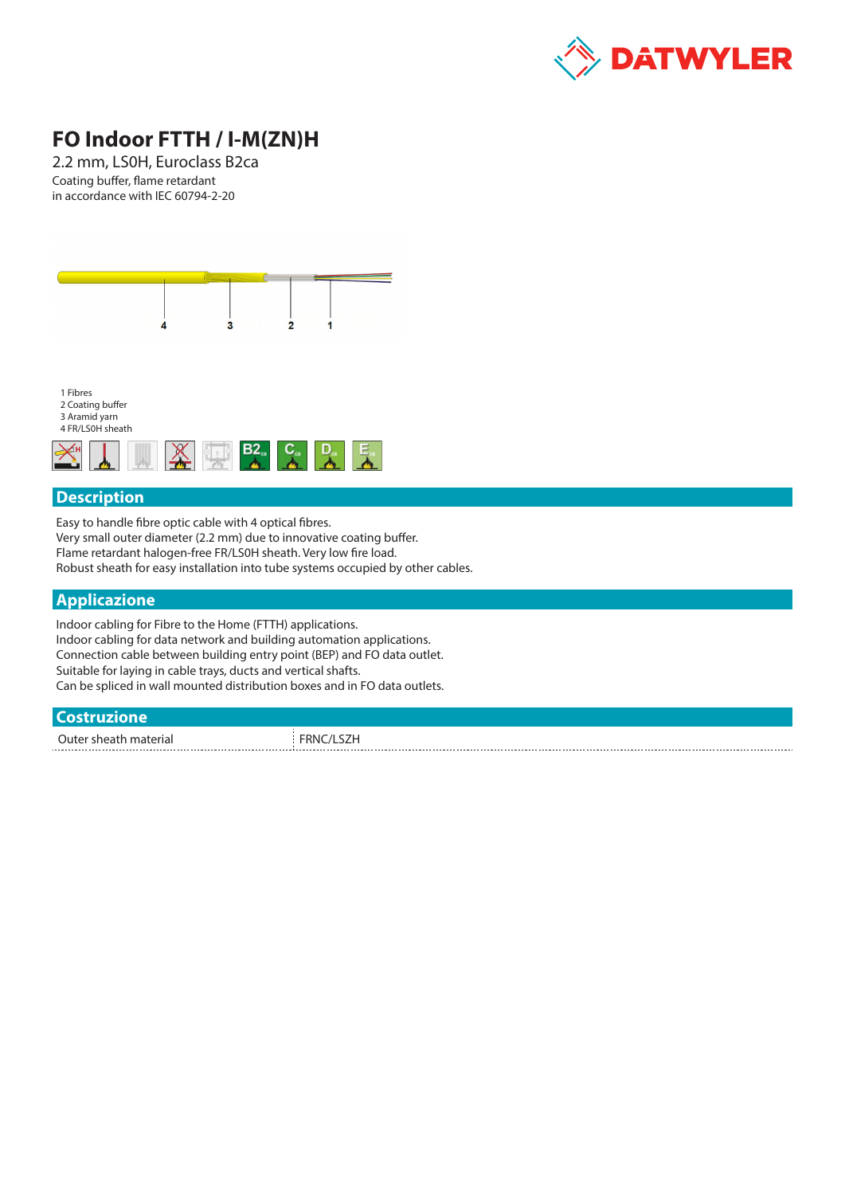# FO Indoor FTTH / I-M(ZN)H

2.2 mm, LS0H, Euroclass B2ca

Coating buffer, flame retardant
in accordance with IEC 60794-2-20

1 Fibres
2 Coating buffer
3 Aramid yarn
4 FR/LS0H sheath

## Description

Easy to handle fibre optic cable with 4 optical fibres.
Very small outer diameter (2.2 mm) due to innovative coating buffer.
Flame retardant halogen-free FR/LS0H sheath. Very low fire load.
Robust sheath for easy installation into tube systems occupied by other cables.

## Applicazione

Indoor cabling for Fibre to the Home (FTTH) applications.
Indoor cabling for data network and building automation applications.
Connection cable between building entry point (BEP) and FO data outlet.
Suitable for laying in cable trays, ducts and vertical shafts.
Can be spliced in wall mounted distribution boxes and in FO data outlets.

## Costruzione

| | |
|---|---|
| Outer sheath material | FRNC/LSZH |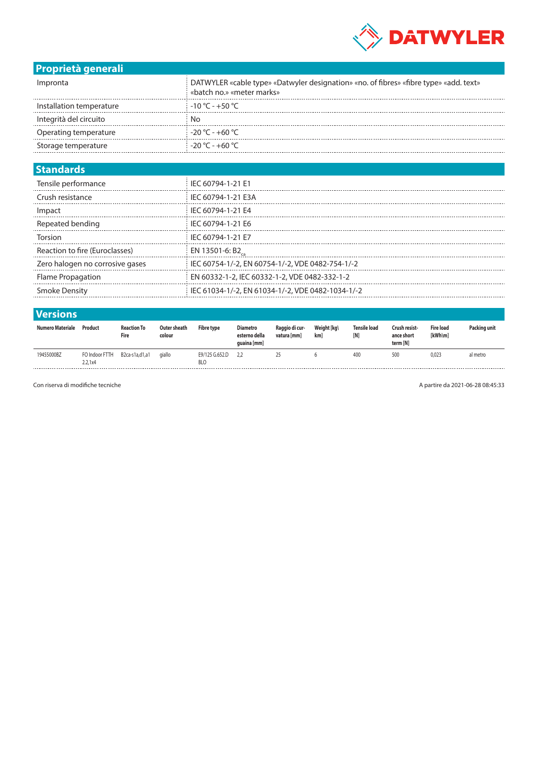## Proprietà generali

| | |
|---|---|
| Impronta | DATWYLER «cable type» «Datwyler designation» «no. of fibres» «fibre type» «add. text» «batch no.» «meter marks» |
| Installation temperature | -10 °C - +50 °C |
| Integrità del circuito | No |
| Operating temperature | -20 °C - +60 °C |
| Storage temperature | -20 °C - +60 °C |

## Standards

| | |
|---|---|
| Tensile performance | IEC 60794-1-21 E1 |
| Crush resistance | IEC 60794-1-21 E3A |
| Impact | IEC 60794-1-21 E4 |
| Repeated bending | IEC 60794-1-21 E6 |
| Torsion | IEC 60794-1-21 E7 |
| Reaction to fire (Euroclasses) | EN 13501-6: $B2_{ca}$ |
| Zero halogen no corrosive gases | IEC 60754-1/-2, EN 60754-1/-2, VDE 0482-754-1/-2 |
| Flame Propagation | EN 60332-1-2, IEC 60332-1-2, VDE 0482-332-1-2 |
| Smoke Density | IEC 61034-1/-2, EN 61034-1/-2, VDE 0482-1034-1/-2 |

## Versions

| Numero Materiale | Product | Reaction To Fire | Outer sheath colour | Fibre type | Diametro esterno della guaina [mm] | Raggio di curvatura [mm] | Weight [kg\km] | Tensile load [N] | Crush resistance short term [N] | Fire load [kWh\m] | Packing unit |
|---|---|---|---|---|---|---|---|---|---|---|---|
| 19455000BZ | FO Indoor FTTH 2.2,1x4 | B2ca-s1a,d1,a1 | giallo | E9/125 G.652.D BLO | 2,2 | 25 | 6 | 400 | 500 | 0,023 | al metro |

Con riserva di modifiche tecniche

A partire da 2021-06-28 08:45:33